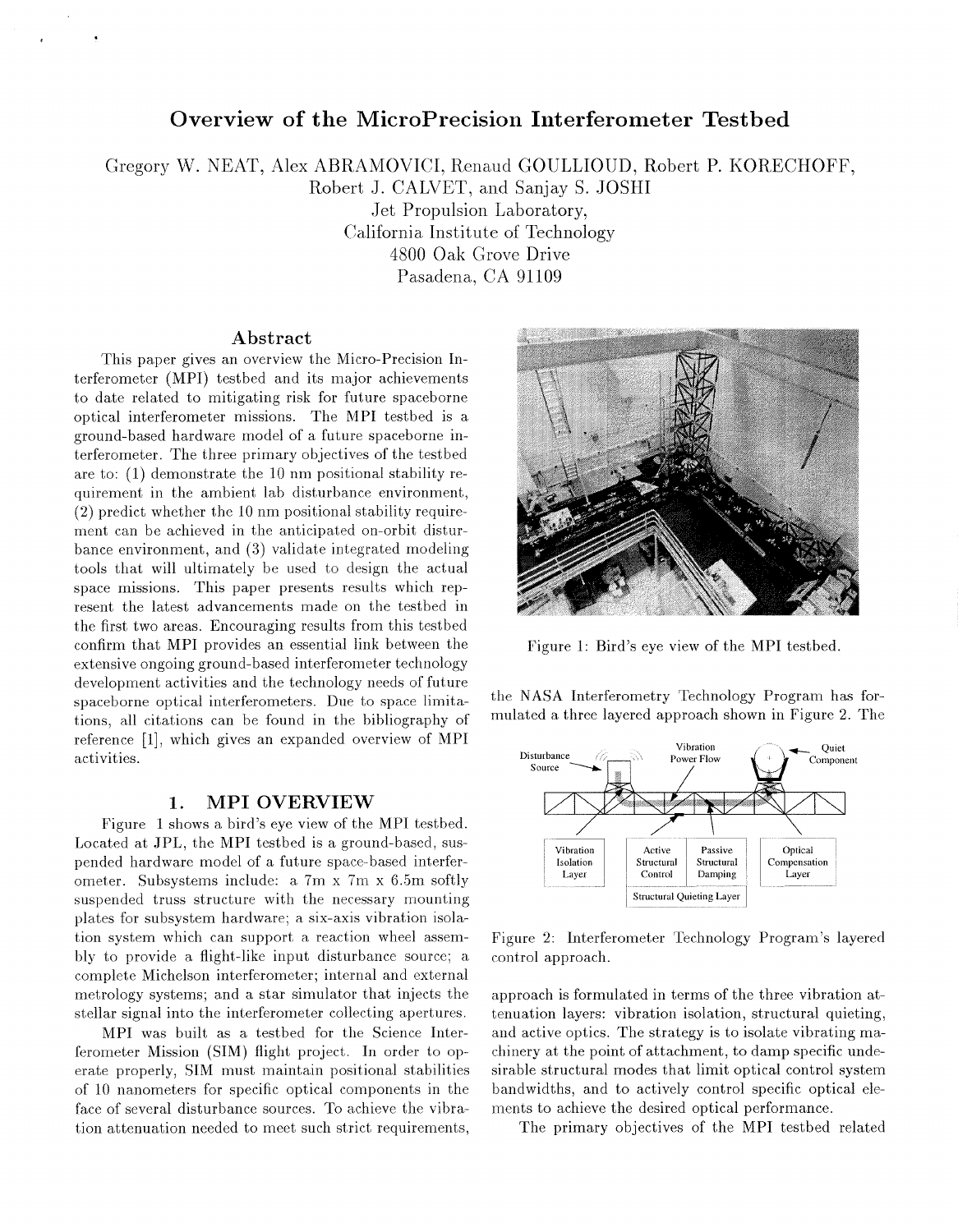# Overview of the MicroPrecision Interferometer Testbed

Gregory W. NEAT, Alex ABRAMOVICI, Renaud GOULLIOUD, Robert P. KORECHOFF, Robert J. CALVET, and Sanjay S. JOSHI
Jet Propulsion Laboratory,
California Institute of Technology
4800 Oak Grove Drive
Pasadena, CA 91109

## Abstract

This paper gives an overview the Micro-Precision Interferometer (MPI) testbed and its major achievements to date related to mitigating risk for future spaceborne optical interferometer missions. The MPI testbed is a ground-based hardware model of a future spaceborne interferometer. The three primary objectives of the testbed are to: (1) demonstrate the 10 nm positional stability requirement in the ambient lab disturbance environment, (2) predict whether the 10 nm positional stability requirement can be achieved in the anticipated on-orbit disturbance environment, and (3) validate integrated modeling tools that will ultimately be used to design the actual space missions. This paper presents results which represent the latest advancements made on the testbed in the first two areas. Encouraging results from this testbed confirm that MPI provides an essential link between the extensive ongoing ground-based interferometer technology development activities and the technology needs of future spaceborne optical interferometers. Due to space limitations, all citations can be found in the bibliography of reference [1], which gives an expanded overview of MPI activities.

## 1. MPI OVERVIEW

Figure 1 shows a bird's eye view of the MPI testbed. Located at JPL, the MPI testbed is a ground-based, suspended hardware model of a future space-based interferometer. Subsystems include: a 7m x 7m x 6.5m softly suspended truss structure with the necessary mounting plates for subsystem hardware; a six-axis vibration isolation system which can support a reaction wheel assembly to provide a flight-like input disturbance source; a complete Michelson interferometer; internal and external metrology systems; and a star simulator that injects the stellar signal into the interferometer collecting apertures.

MPI was built as a testbed for the Science Interferometer Mission (SIM) flight project. In order to operate properly, SIM must maintain positional stabilities of 10 nanometers for specific optical components in the face of several disturbance sources. To achieve the vibration attenuation needed to meet such strict requirements, the NASA Interferometry Technology Program has formulated a three layered approach shown in Figure 2. The approach is formulated in terms of the three vibration attenuation layers: vibration isolation, structural quieting, and active optics. The strategy is to isolate vibrating machinery at the point of attachment, to damp specific undesirable structural modes that limit optical control system bandwidths, and to actively control specific optical elements to achieve the desired optical performance.

Figure 1: Bird's eye view of the MPI testbed.

Figure 2: Interferometer Technology Program's layered control approach.

The primary objectives of the MPI testbed related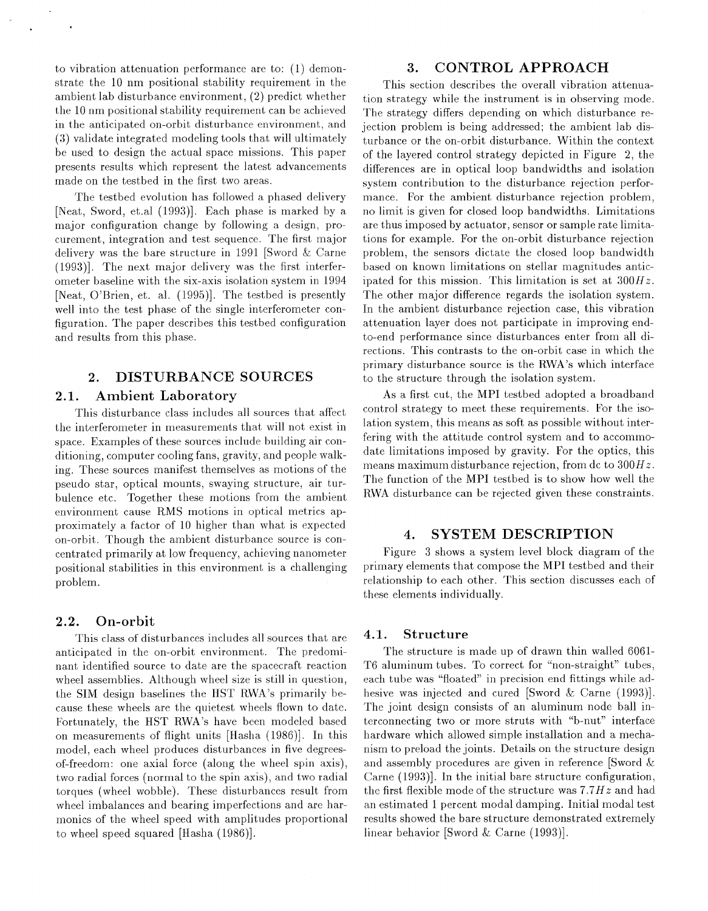to vibration attenuation performance are to: (1) demonstrate the 10 nm positional stability requirement in the ambient lab disturbance environment, (2) predict whether the 10 nm positional stability requirement can be achieved in the anticipated on-orbit disturbance environment, and (3) validate integrated modeling tools that will ultimately be used to design the actual space missions. This paper presents results which represent the latest advancements made on the testbed in the first two areas.

The testbed evolution has followed a phased delivery [Neat, Sword, et.al (1993)]. Each phase is marked by a major configuration change by following a design, procurement, integration and test sequence. The first major delivery was the bare structure in 1991 [Sword & Carne (1993)]. The next major delivery was the first interferometer baseline with the six-axis isolation system in 1994 [Neat, O'Brien, et. al. (1995)]. The testbed is presently well into the test phase of the single interferometer configuration. The paper describes this testbed configuration and results from this phase.

## 2. DISTURBANCE SOURCES

### 2.1. Ambient Laboratory

This disturbance class includes all sources that affect the interferometer in measurements that will not exist in space. Examples of these sources include building air conditioning, computer cooling fans, gravity, and people walking. These sources manifest themselves as motions of the pseudo star, optical mounts, swaying structure, air turbulence etc. Together these motions from the ambient environment cause RMS motions in optical metrics approximately a factor of 10 higher than what is expected on-orbit. Though the ambient disturbance source is concentrated primarily at low frequency, achieving nanometer positional stabilities in this environment is a challenging problem.

### 2.2. On-orbit

This class of disturbances includes all sources that are anticipated in the on-orbit environment. The predominant identified source to date are the spacecraft reaction wheel assemblies. Although wheel size is still in question, the SIM design baselines the HST RWA's primarily because these wheels are the quietest wheels flown to date. Fortunately, the HST RWA's have been modeled based on measurements of flight units [Hasha (1986)]. In this model, each wheel produces disturbances in five degrees-of-freedom: one axial force (along the wheel spin axis), two radial forces (normal to the spin axis), and two radial torques (wheel wobble). These disturbances result from wheel imbalances and bearing imperfections and are harmonics of the wheel speed with amplitudes proportional to wheel speed squared [Hasha (1986)].

## 3. CONTROL APPROACH

This section describes the overall vibration attenuation strategy while the instrument is in observing mode. The strategy differs depending on which disturbance rejection problem is being addressed; the ambient lab disturbance or the on-orbit disturbance. Within the context of the layered control strategy depicted in Figure 2, the differences are in optical loop bandwidths and isolation system contribution to the disturbance rejection performance. For the ambient disturbance rejection problem, no limit is given for closed loop bandwidths. Limitations are thus imposed by actuator, sensor or sample rate limitations for example. For the on-orbit disturbance rejection problem, the sensors dictate the closed loop bandwidth based on known limitations on stellar magnitudes anticipated for this mission. This limitation is set at $300Hz$. The other major difference regards the isolation system. In the ambient disturbance rejection case, this vibration attenuation layer does not participate in improving end-to-end performance since disturbances enter from all directions. This contrasts to the on-orbit case in which the primary disturbance source is the RWA's which interface to the structure through the isolation system.

As a first cut, the MPI testbed adopted a broadband control strategy to meet these requirements. For the isolation system, this means as soft as possible without interfering with the attitude control system and to accommodate limitations imposed by gravity. For the optics, this means maximum disturbance rejection, from dc to $300Hz$. The function of the MPI testbed is to show how well the RWA disturbance can be rejected given these constraints.

## 4. SYSTEM DESCRIPTION

Figure 3 shows a system level block diagram of the primary elements that compose the MPI testbed and their relationship to each other. This section discusses each of these elements individually.

### 4.1. Structure

The structure is made up of drawn thin walled 6061-T6 aluminum tubes. To correct for "non-straight" tubes, each tube was "floated" in precision end fittings while adhesive was injected and cured [Sword & Carne (1993)]. The joint design consists of an aluminum node ball interconnecting two or more struts with "b-nut" interface hardware which allowed simple installation and a mechanism to preload the joints. Details on the structure design and assembly procedures are given in reference [Sword & Carne (1993)]. In the initial bare structure configuration, the first flexible mode of the structure was $7.7Hz$ and had an estimated 1 percent modal damping. Initial modal test results showed the bare structure demonstrated extremely linear behavior [Sword & Carne (1993)].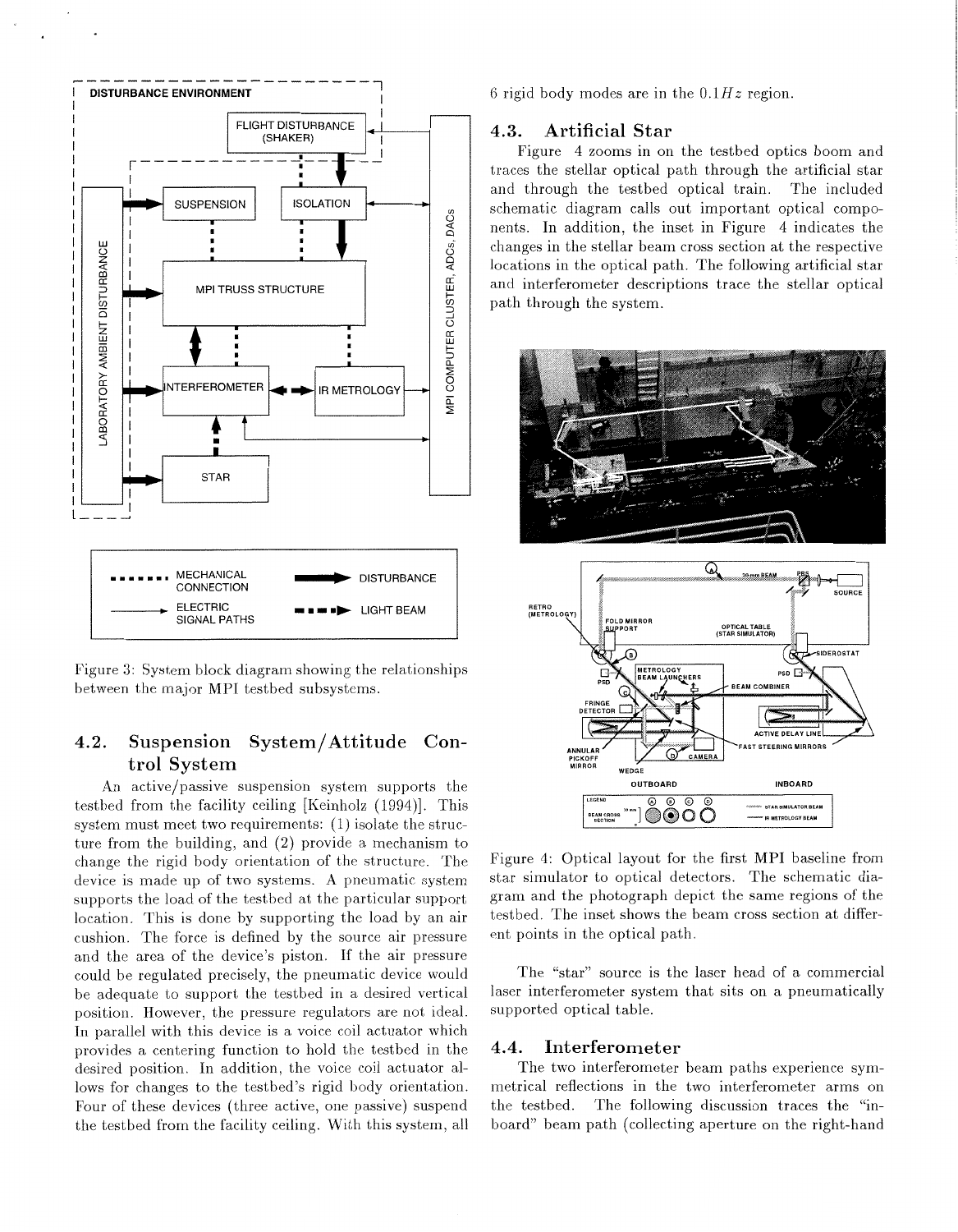Figure 3: System block diagram showing the relationships between the major MPI testbed subsystems.

## 4.2. Suspension System/Attitude Control System

An active/passive suspension system supports the testbed from the facility ceiling [Keinholz (1994)]. This system must meet two requirements: (1) isolate the structure from the building, and (2) provide a mechanism to change the rigid body orientation of the structure. The device is made up of two systems. A pneumatic system supports the load of the testbed at the particular support location. This is done by supporting the load by an air cushion. The force is defined by the source air pressure and the area of the device's piston. If the air pressure could be regulated precisely, the pneumatic device would be adequate to support the testbed in a desired vertical position. However, the pressure regulators are not ideal. In parallel with this device is a voice coil actuator which provides a centering function to hold the testbed in the desired position. In addition, the voice coil actuator allows for changes to the testbed's rigid body orientation. Four of these devices (three active, one passive) suspend the testbed from the facility ceiling. With this system, all 6 rigid body modes are in the $0.1Hz$ region.

## 4.3. Artificial Star

Figure 4 zooms in on the testbed optics boom and traces the stellar optical path through the artificial star and through the testbed optical train. The included schematic diagram calls out important optical components. In addition, the inset in Figure 4 indicates the changes in the stellar beam cross section at the respective locations in the optical path. The following artificial star and interferometer descriptions trace the stellar optical path through the system.

Figure 4: Optical layout for the first MPI baseline from star simulator to optical detectors. The schematic diagram and the photograph depict the same regions of the testbed. The inset shows the beam cross section at different points in the optical path.

The "star" source is the laser head of a commercial laser interferometer system that sits on a pneumatically supported optical table.

## 4.4. Interferometer

The two interferometer beam paths experience symmetrical reflections in the two interferometer arms on the testbed. The following discussion traces the "inboard" beam path (collecting aperture on the right-hand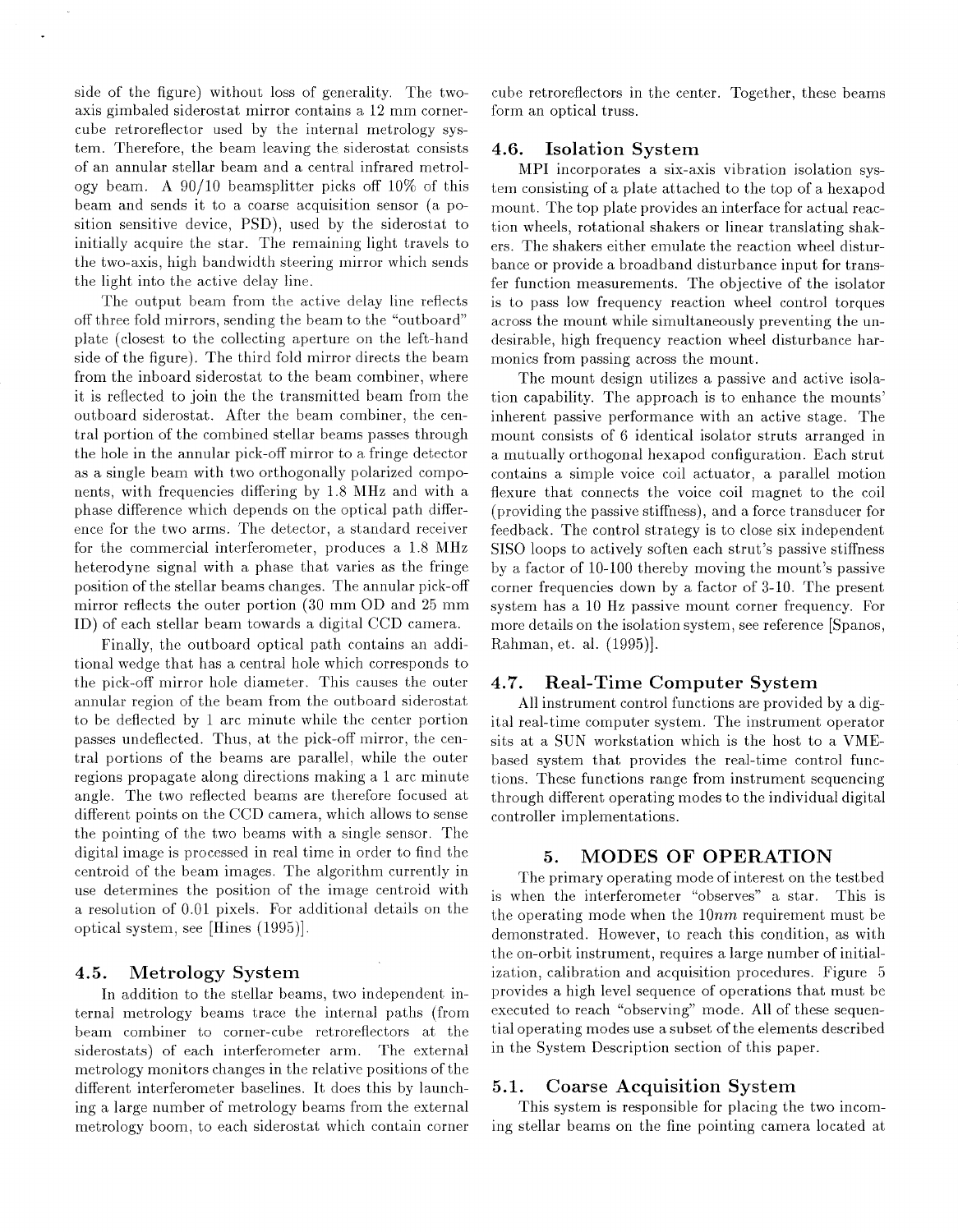side of the figure) without loss of generality. The two-axis gimbaled siderostat mirror contains a 12 mm corner-cube retroreflector used by the internal metrology system. Therefore, the beam leaving the siderostat consists of an annular stellar beam and a central infrared metrology beam. A 90/10 beamsplitter picks off 10% of this beam and sends it to a coarse acquisition sensor (a position sensitive device, PSD), used by the siderostat to initially acquire the star. The remaining light travels to the two-axis, high bandwidth steering mirror which sends the light into the active delay line.

The output beam from the active delay line reflects off three fold mirrors, sending the beam to the "outboard" plate (closest to the collecting aperture on the left-hand side of the figure). The third fold mirror directs the beam from the inboard siderostat to the beam combiner, where it is reflected to join the the transmitted beam from the outboard siderostat. After the beam combiner, the central portion of the combined stellar beams passes through the hole in the annular pick-off mirror to a fringe detector as a single beam with two orthogonally polarized components, with frequencies differing by 1.8 MHz and with a phase difference which depends on the optical path difference for the two arms. The detector, a standard receiver for the commercial interferometer, produces a 1.8 MHz heterodyne signal with a phase that varies as the fringe position of the stellar beams changes. The annular pick-off mirror reflects the outer portion (30 mm OD and 25 mm ID) of each stellar beam towards a digital CCD camera.

Finally, the outboard optical path contains an additional wedge that has a central hole which corresponds to the pick-off mirror hole diameter. This causes the outer annular region of the beam from the outboard siderostat to be deflected by 1 arc minute while the center portion passes undeflected. Thus, at the pick-off mirror, the central portions of the beams are parallel, while the outer regions propagate along directions making a 1 arc minute angle. The two reflected beams are therefore focused at different points on the CCD camera, which allows to sense the pointing of the two beams with a single sensor. The digital image is processed in real time in order to find the centroid of the beam images. The algorithm currently in use determines the position of the image centroid with a resolution of 0.01 pixels. For additional details on the optical system, see [Hines (1995)].

### 4.5. Metrology System

In addition to the stellar beams, two independent internal metrology beams trace the internal paths (from beam combiner to corner-cube retroreflectors at the siderostats) of each interferometer arm. The external metrology monitors changes in the relative positions of the different interferometer baselines. It does this by launching a large number of metrology beams from the external metrology boom, to each siderostat which contain corner cube retroreflectors in the center. Together, these beams form an optical truss.

### 4.6. Isolation System

MPI incorporates a six-axis vibration isolation system consisting of a plate attached to the top of a hexapod mount. The top plate provides an interface for actual reaction wheels, rotational shakers or linear translating shakers. The shakers either emulate the reaction wheel disturbance or provide a broadband disturbance input for transfer function measurements. The objective of the isolator is to pass low frequency reaction wheel control torques across the mount while simultaneously preventing the undesirable, high frequency reaction wheel disturbance harmonics from passing across the mount.

The mount design utilizes a passive and active isolation capability. The approach is to enhance the mounts' inherent passive performance with an active stage. The mount consists of 6 identical isolator struts arranged in a mutually orthogonal hexapod configuration. Each strut contains a simple voice coil actuator, a parallel motion flexure that connects the voice coil magnet to the coil (providing the passive stiffness), and a force transducer for feedback. The control strategy is to close six independent SISO loops to actively soften each strut's passive stiffness by a factor of 10-100 thereby moving the mount's passive corner frequencies down by a factor of 3-10. The present system has a 10 Hz passive mount corner frequency. For more details on the isolation system, see reference [Spanos, Rahman, et. al. (1995)].

### 4.7. Real-Time Computer System

All instrument control functions are provided by a digital real-time computer system. The instrument operator sits at a SUN workstation which is the host to a VME-based system that provides the real-time control functions. These functions range from instrument sequencing through different operating modes to the individual digital controller implementations.

## 5. MODES OF OPERATION

The primary operating mode of interest on the testbed is when the interferometer "observes" a star. This is the operating mode when the $10nm$ requirement must be demonstrated. However, to reach this condition, as with the on-orbit instrument, requires a large number of initialization, calibration and acquisition procedures. Figure 5 provides a high level sequence of operations that must be executed to reach "observing" mode. All of these sequential operating modes use a subset of the elements described in the System Description section of this paper.

### 5.1. Coarse Acquisition System

This system is responsible for placing the two incoming stellar beams on the fine pointing camera located at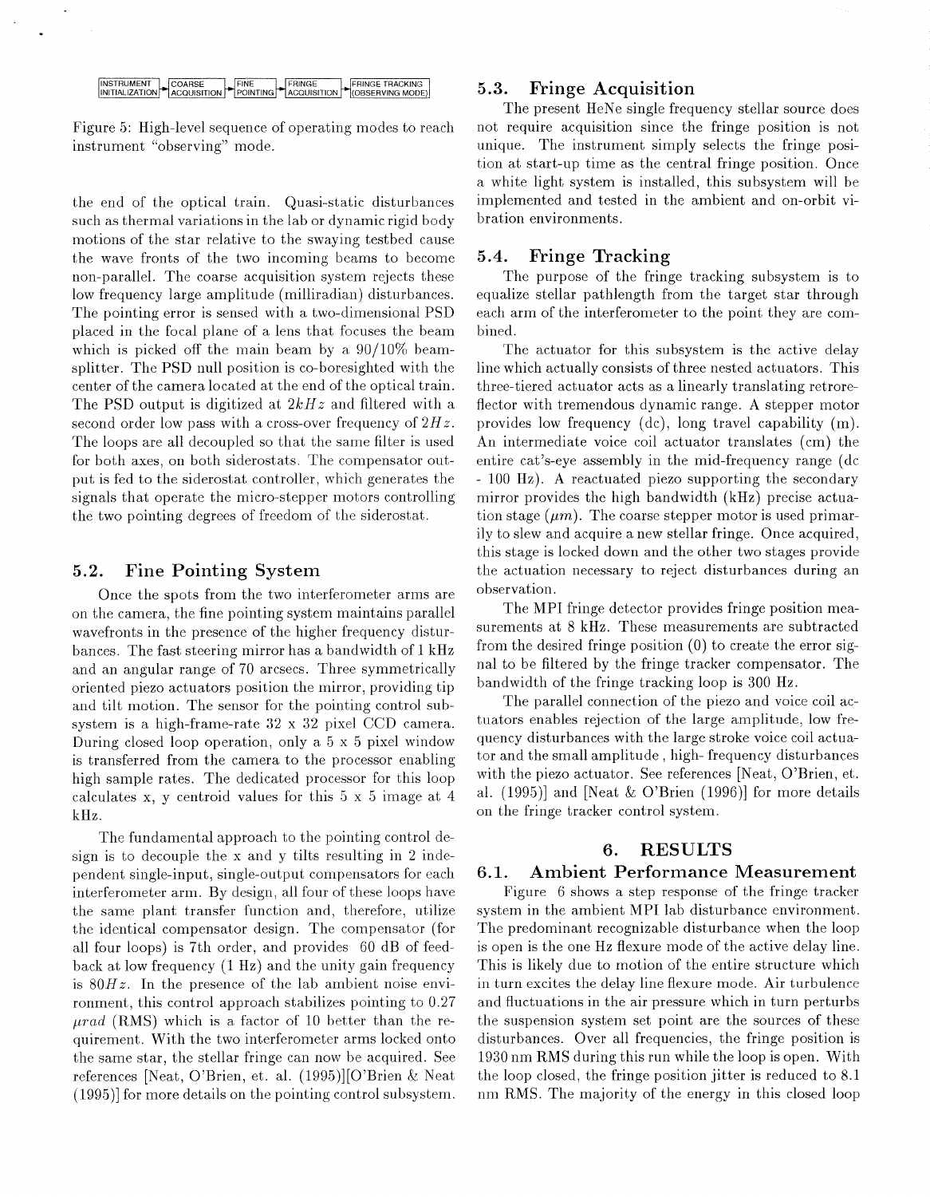INSTRUMENT INITIALIZATION → COARSE ACQUISITION → FINE POINTING → FRINGE ACQUISITION → FRINGE TRACKING (OBSERVING MODE)

Figure 5: High-level sequence of operating modes to reach instrument "observing" mode.

the end of the optical train. Quasi-static disturbances such as thermal variations in the lab or dynamic rigid body motions of the star relative to the swaying testbed cause the wave fronts of the two incoming beams to become non-parallel. The coarse acquisition system rejects these low frequency large amplitude (milliradian) disturbances. The pointing error is sensed with a two-dimensional PSD placed in the focal plane of a lens that focuses the beam which is picked off the main beam by a 90/10% beamsplitter. The PSD null position is co-boresighted with the center of the camera located at the end of the optical train. The PSD output is digitized at $2kHz$ and filtered with a second order low pass with a cross-over frequency of $2Hz$. The loops are all decoupled so that the same filter is used for both axes, on both siderostats. The compensator output is fed to the siderostat controller, which generates the signals that operate the micro-stepper motors controlling the two pointing degrees of freedom of the siderostat.

## 5.2. Fine Pointing System

Once the spots from the two interferometer arms are on the camera, the fine pointing system maintains parallel wavefronts in the presence of the higher frequency disturbances. The fast steering mirror has a bandwidth of 1 kHz and an angular range of 70 arcsecs. Three symmetrically oriented piezo actuators position the mirror, providing tip and tilt motion. The sensor for the pointing control subsystem is a high-frame-rate 32 x 32 pixel CCD camera. During closed loop operation, only a 5 x 5 pixel window is transferred from the camera to the processor enabling high sample rates. The dedicated processor for this loop calculates x, y centroid values for this 5 x 5 image at 4 kHz.

The fundamental approach to the pointing control design is to decouple the x and y tilts resulting in 2 independent single-input, single-output compensators for each interferometer arm. By design, all four of these loops have the same plant transfer function and, therefore, utilize the identical compensator design. The compensator (for all four loops) is 7th order, and provides 60 dB of feedback at low frequency (1 Hz) and the unity gain frequency is $80Hz$. In the presence of the lab ambient noise environment, this control approach stabilizes pointing to 0.27 $\mu rad$ (RMS) which is a factor of 10 better than the requirement. With the two interferometer arms locked onto the same star, the stellar fringe can now be acquired. See references [Neat, O'Brien, et. al. (1995)][O'Brien & Neat (1995)] for more details on the pointing control subsystem.

## 5.3. Fringe Acquisition

The present HeNe single frequency stellar source does not require acquisition since the fringe position is not unique. The instrument simply selects the fringe position at start-up time as the central fringe position. Once a white light system is installed, this subsystem will be implemented and tested in the ambient and on-orbit vibration environments.

## 5.4. Fringe Tracking

The purpose of the fringe tracking subsystem is to equalize stellar pathlength from the target star through each arm of the interferometer to the point they are combined.

The actuator for this subsystem is the active delay line which actually consists of three nested actuators. This three-tiered actuator acts as a linearly translating retroreflector with tremendous dynamic range. A stepper motor provides low frequency (dc), long travel capability (m). An intermediate voice coil actuator translates (cm) the entire cat's-eye assembly in the mid-frequency range (dc - 100 Hz). A reactuated piezo supporting the secondary mirror provides the high bandwidth (kHz) precise actuation stage ($\mu m$). The coarse stepper motor is used primarily to slew and acquire a new stellar fringe. Once acquired, this stage is locked down and the other two stages provide the actuation necessary to reject disturbances during an observation.

The MPI fringe detector provides fringe position measurements at 8 kHz. These measurements are subtracted from the desired fringe position (0) to create the error signal to be filtered by the fringe tracker compensator. The bandwidth of the fringe tracking loop is 300 Hz.

The parallel connection of the piezo and voice coil actuators enables rejection of the large amplitude, low frequency disturbances with the large stroke voice coil actuator and the small amplitude , high- frequency disturbances with the piezo actuator. See references [Neat, O'Brien, et. al. (1995)] and [Neat & O'Brien (1996)] for more details on the fringe tracker control system.

# 6. RESULTS

## 6.1. Ambient Performance Measurement

Figure 6 shows a step response of the fringe tracker system in the ambient MPI lab disturbance environment. The predominant recognizable disturbance when the loop is open is the one Hz flexure mode of the active delay line. This is likely due to motion of the entire structure which in turn excites the delay line flexure mode. Air turbulence and fluctuations in the air pressure which in turn perturbs the suspension system set point are the sources of these disturbances. Over all frequencies, the fringe position is 1930 nm RMS during this run while the loop is open. With the loop closed, the fringe position jitter is reduced to 8.1 nm RMS. The majority of the energy in this closed loop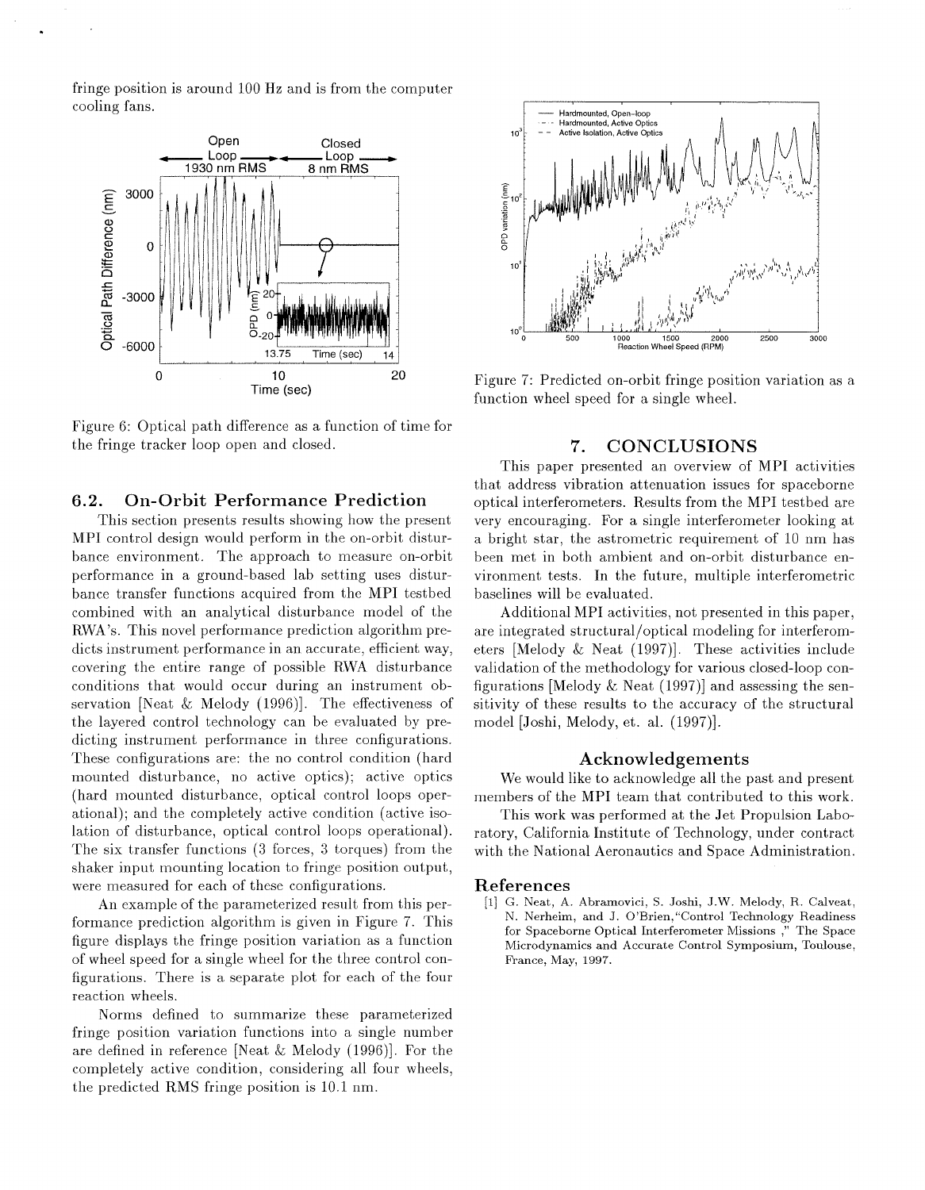fringe position is around 100 Hz and is from the computer cooling fans.

Open Loop
1930 nm RMS
Closed Loop
8 nm RMS
Optical Path Difference (nm)
3000
0
-3000
-6000
0
10
20
Time (sec)
OPD (nm)
20
0
-20
13.75
Time (sec)
14

Figure 6: Optical path difference as a function of time for the fringe tracker loop open and closed.

## 6.2. On-Orbit Performance Prediction

This section presents results showing how the present MPI control design would perform in the on-orbit disturbance environment. The approach to measure on-orbit performance in a ground-based lab setting uses disturbance transfer functions acquired from the MPI testbed combined with an analytical disturbance model of the RWA's. This novel performance prediction algorithm predicts instrument performance in an accurate, efficient way, covering the entire range of possible RWA disturbance conditions that would occur during an instrument observation [Neat & Melody (1996)]. The effectiveness of the layered control technology can be evaluated by predicting instrument performance in three configurations. These configurations are: the no control condition (hard mounted disturbance, no active optics); active optics (hard mounted disturbance, optical control loops operational); and the completely active condition (active isolation of disturbance, optical control loops operational). The six transfer functions (3 forces, 3 torques) from the shaker input mounting location to fringe position output, were measured for each of these configurations.

An example of the parameterized result from this performance prediction algorithm is given in Figure 7. This figure displays the fringe position variation as a function of wheel speed for a single wheel for the three control configurations. There is a separate plot for each of the four reaction wheels.

Norms defined to summarize these parameterized fringe position variation functions into a single number are defined in reference [Neat & Melody (1996)]. For the completely active condition, considering all four wheels, the predicted RMS fringe position is 10.1 nm.

Hardmounted, Open-loop
Hardmounted, Active Optics
Active Isolation, Active Optics
OPD variation (nm)
$10^3$
$10^2$
$10^1$
$10^0$
0
500
1000
1500
2000
2500
3000
Reaction Wheel Speed (RPM)

Figure 7: Predicted on-orbit fringe position variation as a function wheel speed for a single wheel.

## 7. CONCLUSIONS

This paper presented an overview of MPI activities that address vibration attenuation issues for spaceborne optical interferometers. Results from the MPI testbed are very encouraging. For a single interferometer looking at a bright star, the astrometric requirement of 10 nm has been met in both ambient and on-orbit disturbance environment tests. In the future, multiple interferometric baselines will be evaluated.

Additional MPI activities, not presented in this paper, are integrated structural/optical modeling for interferometers [Melody & Neat (1997)]. These activities include validation of the methodology for various closed-loop configurations [Melody & Neat (1997)] and assessing the sensitivity of these results to the accuracy of the structural model [Joshi, Melody, et. al. (1997)].

### Acknowledgements

We would like to acknowledge all the past and present members of the MPI team that contributed to this work.

This work was performed at the Jet Propulsion Laboratory, California Institute of Technology, under contract with the National Aeronautics and Space Administration.

## References

[1] G. Neat, A. Abramovici, S. Joshi, J.W. Melody, R. Calveat, N. Nerheim, and J. O'Brien,"Control Technology Readiness for Spaceborne Optical Interferometer Missions ," The Space Microdynamics and Accurate Control Symposium, Toulouse, France, May, 1997.